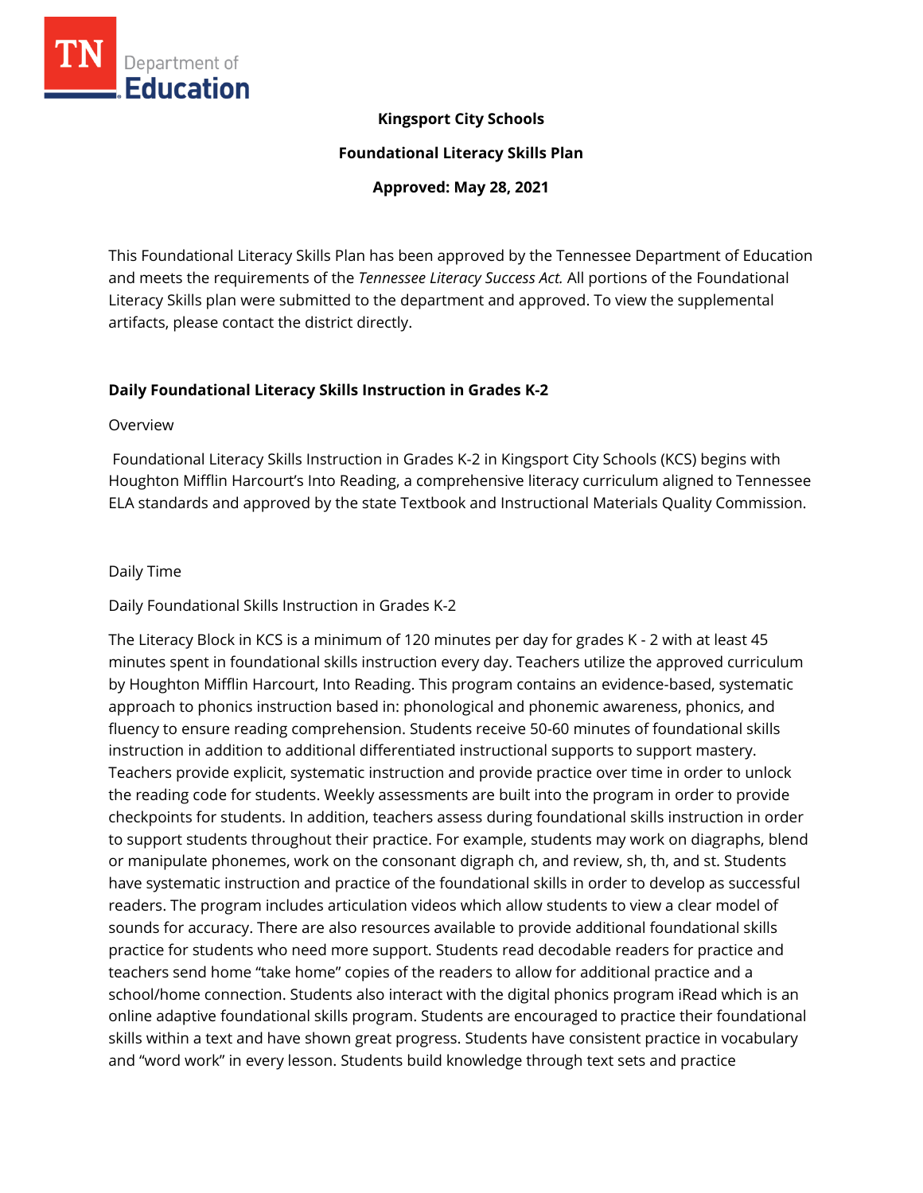**Kingsport City Schools**

**Foundational Literacy Skills Plan**

**Approved: May 28, 2021**

This Foundational Literacy Skills Plan has been approved by the Tennessee Department of Education and meets the requirements of the *Tennessee Literacy Success Act.* All portions of the Foundational Literacy Skills plan were submitted to the department and approved. To view the supplemental artifacts, please contact the district directly.

## Daily Foundational Literacy Skills Instruction in Grades K-2

Overview

Foundational Literacy Skills Instruction in Grades K-2 in Kingsport City Schools (KCS) begins with Houghton Mifflin Harcourt's Into Reading, a comprehensive literacy curriculum aligned to Tennessee ELA standards and approved by the state Textbook and Instructional Materials Quality Commission.

Daily Time

Daily Foundational Skills Instruction in Grades K-2

The Literacy Block in KCS is a minimum of 120 minutes per day for grades K - 2 with at least 45 minutes spent in foundational skills instruction every day. Teachers utilize the approved curriculum by Houghton Mifflin Harcourt, Into Reading. This program contains an evidence-based, systematic approach to phonics instruction based in: phonological and phonemic awareness, phonics, and fluency to ensure reading comprehension. Students receive 50-60 minutes of foundational skills instruction in addition to additional differentiated instructional supports to support mastery. Teachers provide explicit, systematic instruction and provide practice over time in order to unlock the reading code for students. Weekly assessments are built into the program in order to provide checkpoints for students. In addition, teachers assess during foundational skills instruction in order to support students throughout their practice. For example, students may work on diagraphs, blend or manipulate phonemes, work on the consonant digraph ch, and review, sh, th, and st. Students have systematic instruction and practice of the foundational skills in order to develop as successful readers. The program includes articulation videos which allow students to view a clear model of sounds for accuracy. There are also resources available to provide additional foundational skills practice for students who need more support. Students read decodable readers for practice and teachers send home "take home" copies of the readers to allow for additional practice and a school/home connection. Students also interact with the digital phonics program iRead which is an online adaptive foundational skills program. Students are encouraged to practice their foundational skills within a text and have shown great progress. Students have consistent practice in vocabulary and "word work" in every lesson. Students build knowledge through text sets and practice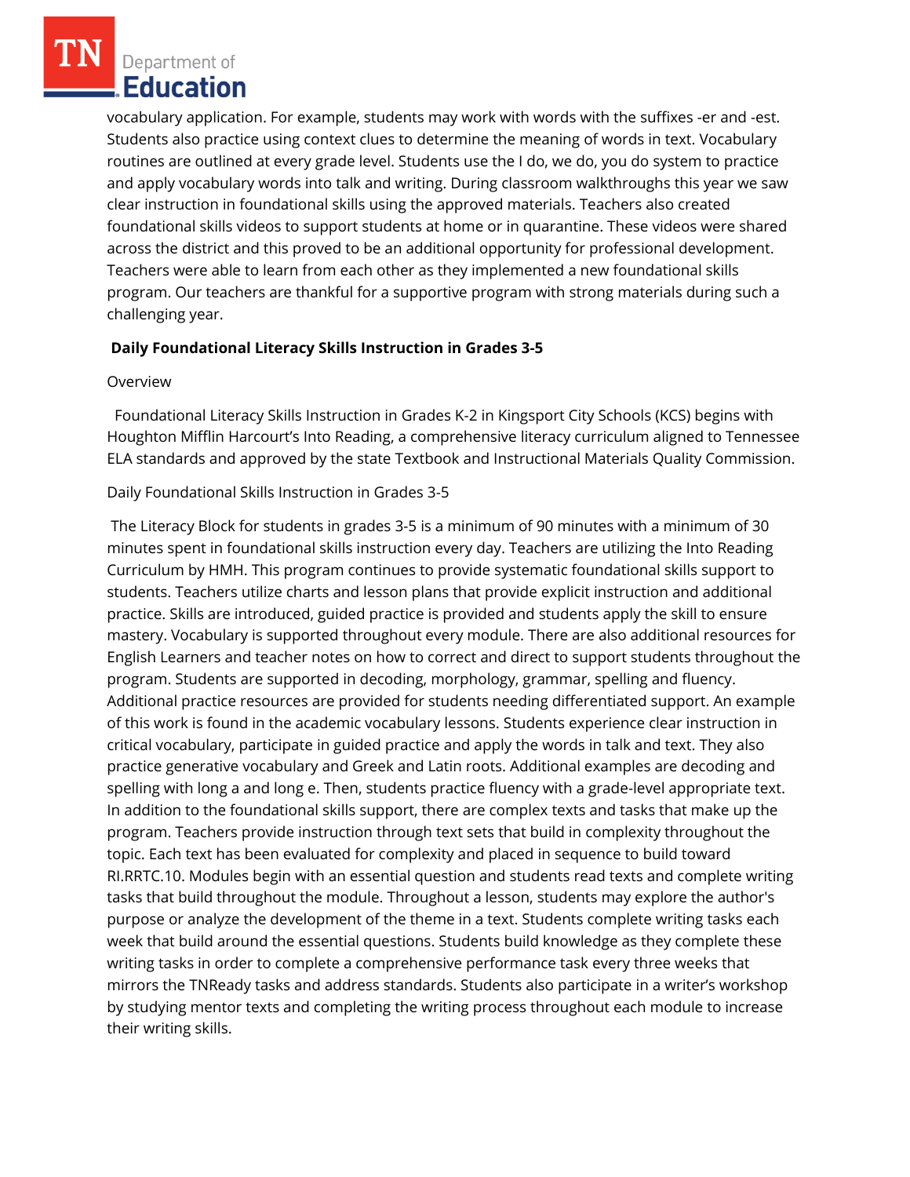vocabulary application. For example, students may work with words with the suffixes -er and -est. Students also practice using context clues to determine the meaning of words in text. Vocabulary routines are outlined at every grade level. Students use the I do, we do, you do system to practice and apply vocabulary words into talk and writing. During classroom walkthroughs this year we saw clear instruction in foundational skills using the approved materials. Teachers also created foundational skills videos to support students at home or in quarantine. These videos were shared across the district and this proved to be an additional opportunity for professional development. Teachers were able to learn from each other as they implemented a new foundational skills program. Our teachers are thankful for a supportive program with strong materials during such a challenging year.

**Daily Foundational Literacy Skills Instruction in Grades 3-5**

Overview

Foundational Literacy Skills Instruction in Grades K-2 in Kingsport City Schools (KCS) begins with Houghton Mifflin Harcourt's Into Reading, a comprehensive literacy curriculum aligned to Tennessee ELA standards and approved by the state Textbook and Instructional Materials Quality Commission.

Daily Foundational Skills Instruction in Grades 3-5

The Literacy Block for students in grades 3-5 is a minimum of 90 minutes with a minimum of 30 minutes spent in foundational skills instruction every day. Teachers are utilizing the Into Reading Curriculum by HMH. This program continues to provide systematic foundational skills support to students. Teachers utilize charts and lesson plans that provide explicit instruction and additional practice. Skills are introduced, guided practice is provided and students apply the skill to ensure mastery. Vocabulary is supported throughout every module. There are also additional resources for English Learners and teacher notes on how to correct and direct to support students throughout the program. Students are supported in decoding, morphology, grammar, spelling and fluency. Additional practice resources are provided for students needing differentiated support. An example of this work is found in the academic vocabulary lessons. Students experience clear instruction in critical vocabulary, participate in guided practice and apply the words in talk and text. They also practice generative vocabulary and Greek and Latin roots. Additional examples are decoding and spelling with long a and long e. Then, students practice fluency with a grade-level appropriate text. In addition to the foundational skills support, there are complex texts and tasks that make up the program. Teachers provide instruction through text sets that build in complexity throughout the topic. Each text has been evaluated for complexity and placed in sequence to build toward RI.RRTC.10. Modules begin with an essential question and students read texts and complete writing tasks that build throughout the module. Throughout a lesson, students may explore the author's purpose or analyze the development of the theme in a text. Students complete writing tasks each week that build around the essential questions. Students build knowledge as they complete these writing tasks in order to complete a comprehensive performance task every three weeks that mirrors the TNReady tasks and address standards. Students also participate in a writer's workshop by studying mentor texts and completing the writing process throughout each module to increase their writing skills.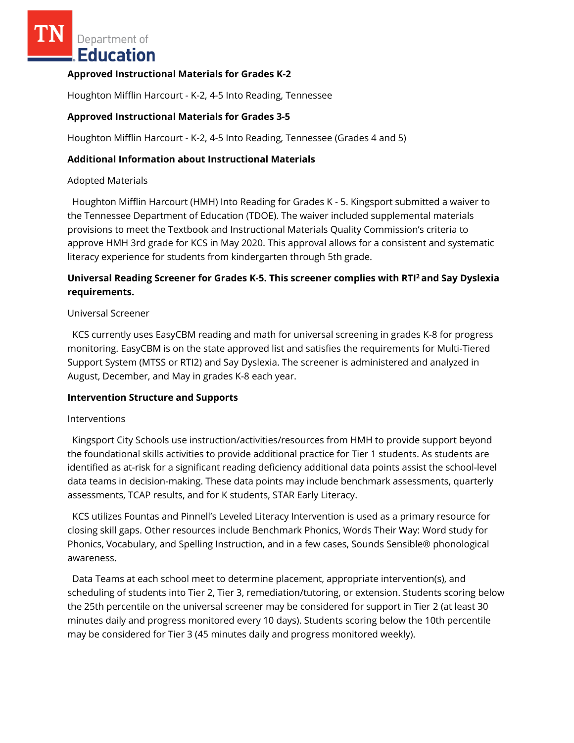**Approved Instructional Materials for Grades K-2**

Houghton Mifflin Harcourt - K-2, 4-5 Into Reading, Tennessee

**Approved Instructional Materials for Grades 3-5**

Houghton Mifflin Harcourt - K-2, 4-5 Into Reading, Tennessee (Grades 4 and 5)

**Additional Information about Instructional Materials**

Adopted Materials

Houghton Mifflin Harcourt (HMH) Into Reading for Grades K - 5. Kingsport submitted a waiver to the Tennessee Department of Education (TDOE). The waiver included supplemental materials provisions to meet the Textbook and Instructional Materials Quality Commission's criteria to approve HMH 3rd grade for KCS in May 2020. This approval allows for a consistent and systematic literacy experience for students from kindergarten through 5th grade.

**Universal Reading Screener for Grades K-5. This screener complies with RTI² and Say Dyslexia requirements.**

Universal Screener

KCS currently uses EasyCBM reading and math for universal screening in grades K-8 for progress monitoring. EasyCBM is on the state approved list and satisfies the requirements for Multi-Tiered Support System (MTSS or RTI2) and Say Dyslexia. The screener is administered and analyzed in August, December, and May in grades K-8 each year.

**Intervention Structure and Supports**

Interventions

Kingsport City Schools use instruction/activities/resources from HMH to provide support beyond the foundational skills activities to provide additional practice for Tier 1 students. As students are identified as at-risk for a significant reading deficiency additional data points assist the school-level data teams in decision-making. These data points may include benchmark assessments, quarterly assessments, TCAP results, and for K students, STAR Early Literacy.

KCS utilizes Fountas and Pinnell's Leveled Literacy Intervention is used as a primary resource for closing skill gaps. Other resources include Benchmark Phonics, Words Their Way: Word study for Phonics, Vocabulary, and Spelling Instruction, and in a few cases, Sounds Sensible® phonological awareness.

Data Teams at each school meet to determine placement, appropriate intervention(s), and scheduling of students into Tier 2, Tier 3, remediation/tutoring, or extension. Students scoring below the 25th percentile on the universal screener may be considered for support in Tier 2 (at least 30 minutes daily and progress monitored every 10 days). Students scoring below the 10th percentile may be considered for Tier 3 (45 minutes daily and progress monitored weekly).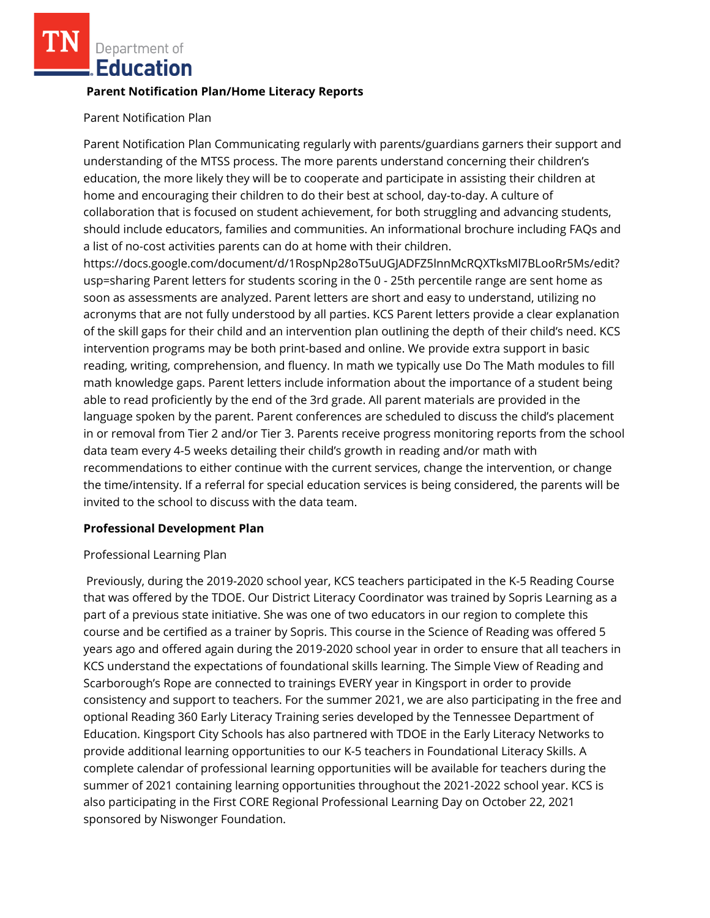**Parent Notification Plan/Home Literacy Reports**

Parent Notification Plan

Parent Notification Plan Communicating regularly with parents/guardians garners their support and understanding of the MTSS process. The more parents understand concerning their children's education, the more likely they will be to cooperate and participate in assisting their children at home and encouraging their children to do their best at school, day-to-day. A culture of collaboration that is focused on student achievement, for both struggling and advancing students, should include educators, families and communities. An informational brochure including FAQs and a list of no-cost activities parents can do at home with their children. https://docs.google.com/document/d/1RospNp28oT5uUGJADFZ5lnnMcRQXTksMl7BLooRr5Ms/edit?usp=sharing Parent letters for students scoring in the 0 - 25th percentile range are sent home as soon as assessments are analyzed. Parent letters are short and easy to understand, utilizing no acronyms that are not fully understood by all parties. KCS Parent letters provide a clear explanation of the skill gaps for their child and an intervention plan outlining the depth of their child's need. KCS intervention programs may be both print-based and online. We provide extra support in basic reading, writing, comprehension, and fluency. In math we typically use Do The Math modules to fill math knowledge gaps. Parent letters include information about the importance of a student being able to read proficiently by the end of the 3rd grade. All parent materials are provided in the language spoken by the parent. Parent conferences are scheduled to discuss the child's placement in or removal from Tier 2 and/or Tier 3. Parents receive progress monitoring reports from the school data team every 4-5 weeks detailing their child's growth in reading and/or math with recommendations to either continue with the current services, change the intervention, or change the time/intensity. If a referral for special education services is being considered, the parents will be invited to the school to discuss with the data team.

**Professional Development Plan**

Professional Learning Plan

Previously, during the 2019-2020 school year, KCS teachers participated in the K-5 Reading Course that was offered by the TDOE. Our District Literacy Coordinator was trained by Sopris Learning as a part of a previous state initiative. She was one of two educators in our region to complete this course and be certified as a trainer by Sopris. This course in the Science of Reading was offered 5 years ago and offered again during the 2019-2020 school year in order to ensure that all teachers in KCS understand the expectations of foundational skills learning. The Simple View of Reading and Scarborough's Rope are connected to trainings EVERY year in Kingsport in order to provide consistency and support to teachers. For the summer 2021, we are also participating in the free and optional Reading 360 Early Literacy Training series developed by the Tennessee Department of Education. Kingsport City Schools has also partnered with TDOE in the Early Literacy Networks to provide additional learning opportunities to our K-5 teachers in Foundational Literacy Skills. A complete calendar of professional learning opportunities will be available for teachers during the summer of 2021 containing learning opportunities throughout the 2021-2022 school year. KCS is also participating in the First CORE Regional Professional Learning Day on October 22, 2021 sponsored by Niswonger Foundation.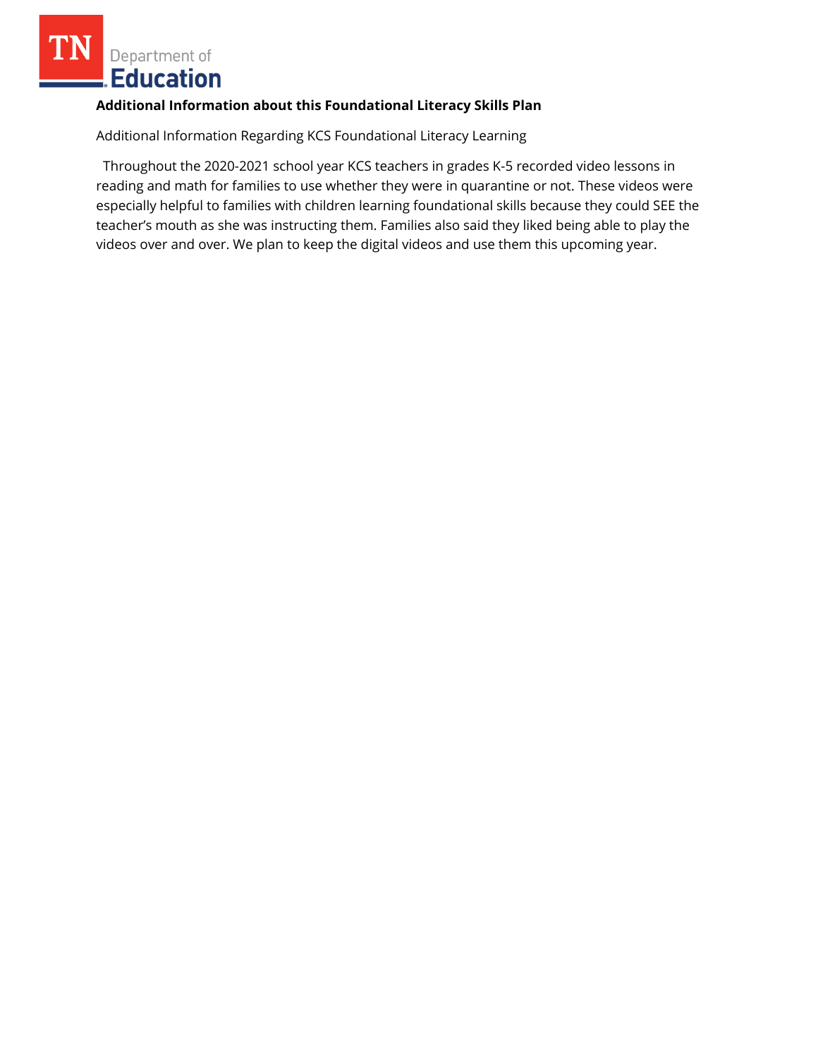**Additional Information about this Foundational Literacy Skills Plan**

Additional Information Regarding KCS Foundational Literacy Learning

Throughout the 2020-2021 school year KCS teachers in grades K-5 recorded video lessons in reading and math for families to use whether they were in quarantine or not. These videos were especially helpful to families with children learning foundational skills because they could SEE the teacher's mouth as she was instructing them. Families also said they liked being able to play the videos over and over. We plan to keep the digital videos and use them this upcoming year.